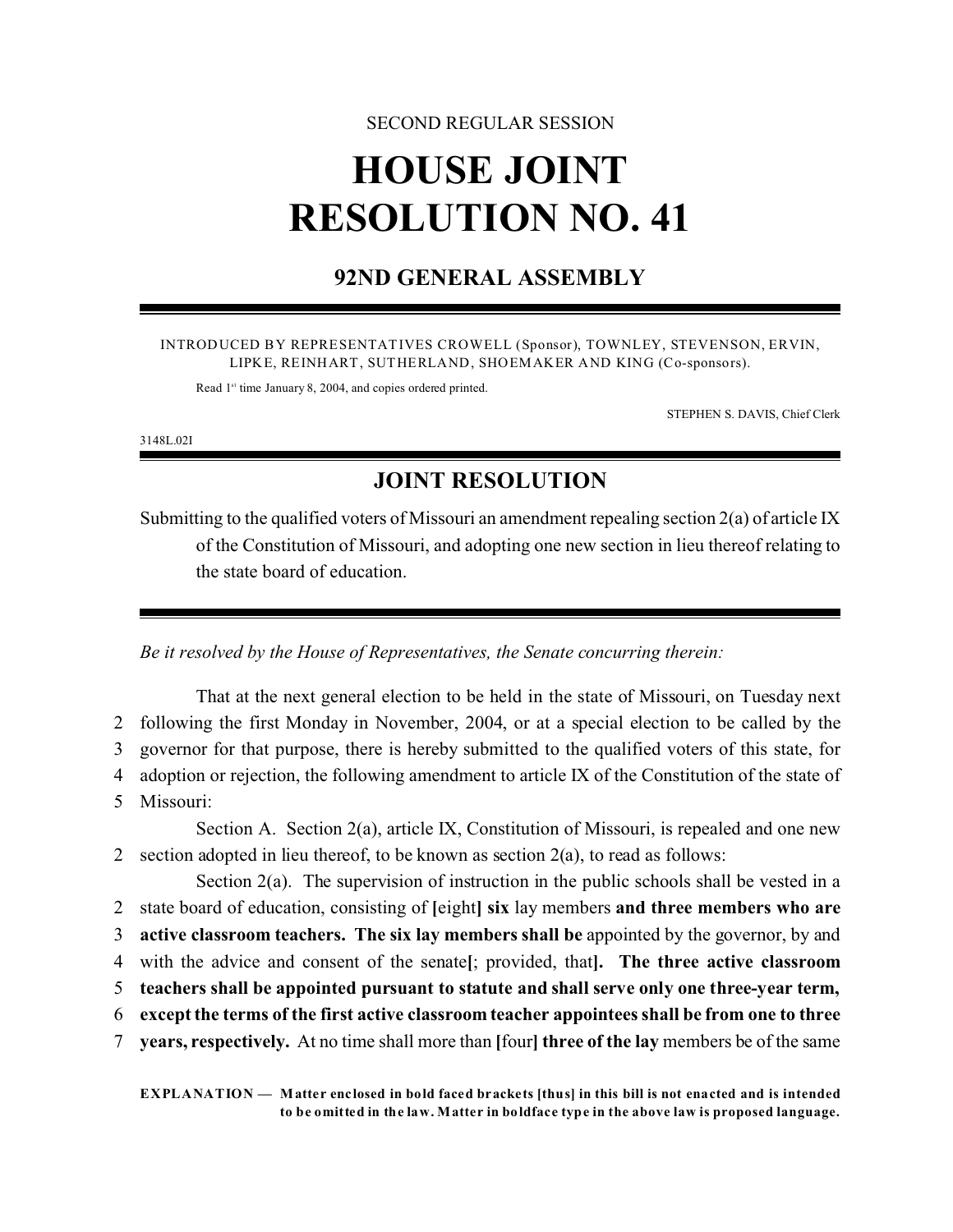SECOND REGULAR SESSION

# HOUSE JOINT RESOLUTION NO. 41

## 92ND GENERAL ASSEMBLY

INTRODUCED BY REPRESENTATIVES CROWELL (Sponsor), TOWNLEY, STEVENSON, ERVIN, LIPKE, REINHART, SUTHERLAND, SHOEMAKER AND KING (Co-sponsors).

Read 1st time January 8, 2004, and copies ordered printed.

STEPHEN S. DAVIS, Chief Clerk

3148L.02I

## JOINT RESOLUTION

Submitting to the qualified voters of Missouri an amendment repealing section 2(a) of article IX of the Constitution of Missouri, and adopting one new section in lieu thereof relating to the state board of education.

*Be it resolved by the House of Representatives, the Senate concurring therein:*

That at the next general election to be held in the state of Missouri, on Tuesday next following the first Monday in November, 2004, or at a special election to be called by the governor for that purpose, there is hereby submitted to the qualified voters of this state, for adoption or rejection, the following amendment to article IX of the Constitution of the state of Missouri:

Section A. Section 2(a), article IX, Constitution of Missouri, is repealed and one new section adopted in lieu thereof, to be known as section 2(a), to read as follows:

Section 2(a). The supervision of instruction in the public schools shall be vested in a state board of education, consisting of **[**eight**]** **six** lay members **and three members who are active classroom teachers. The six lay members shall be** appointed by the governor, by and with the advice and consent of the senate**[**; provided, that**]**. **The three active classroom teachers shall be appointed pursuant to statute and shall serve only one three-year term, except the terms of the first active classroom teacher appointees shall be from one to three years, respectively.** At no time shall more than **[**four**]** **three of the lay** members be of the same

**EXPLANATION — Matter enclosed in bold faced brackets [thus] in this bill is not enacted and is intended to be omitted in the law. Matter in boldface type in the above law is proposed language.**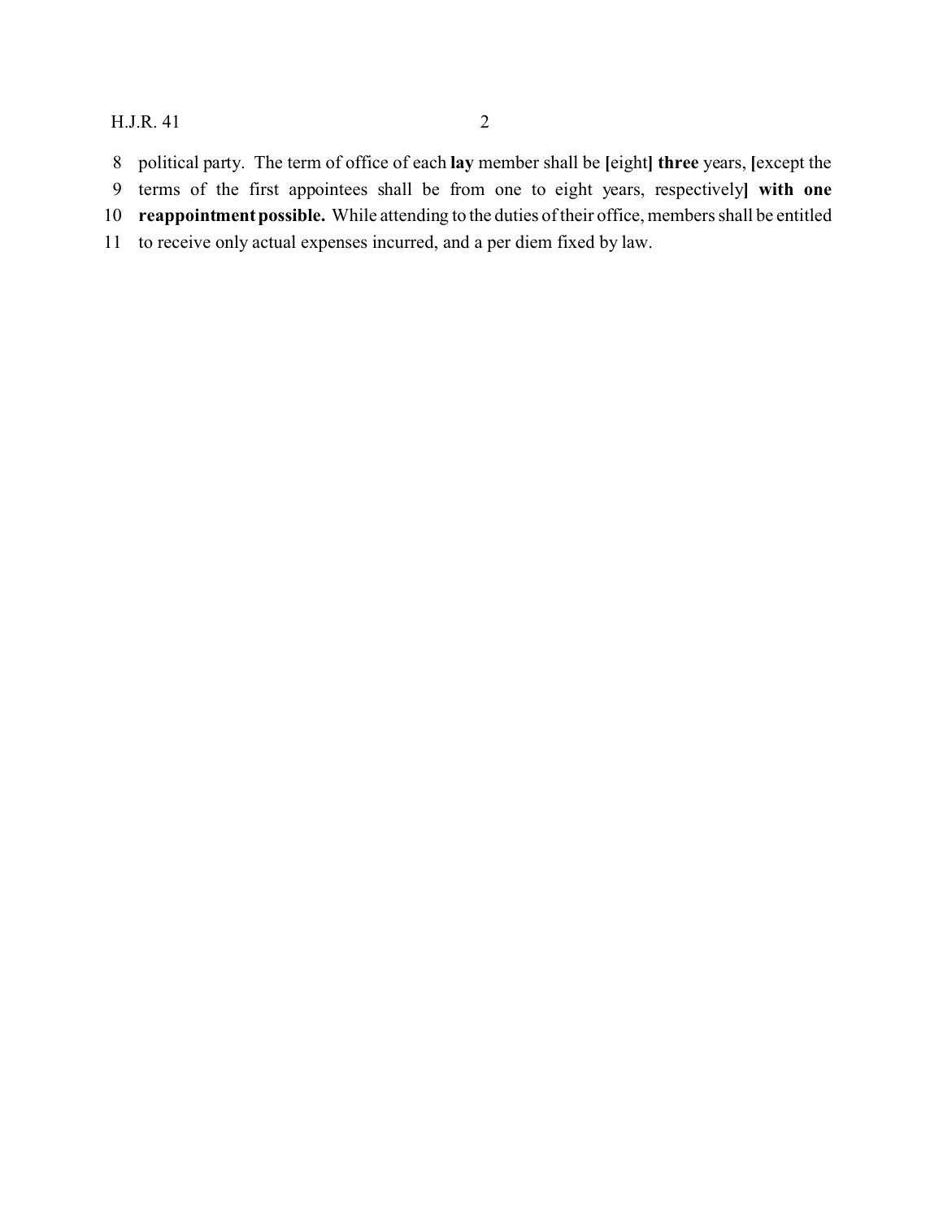political party. The term of office of each **lay** member shall be [eight] **three** years, [except the terms of the first appointees shall be from one to eight years, respectively] **with one reappointment possible.** While attending to the duties of their office, members shall be entitled to receive only actual expenses incurred, and a per diem fixed by law.